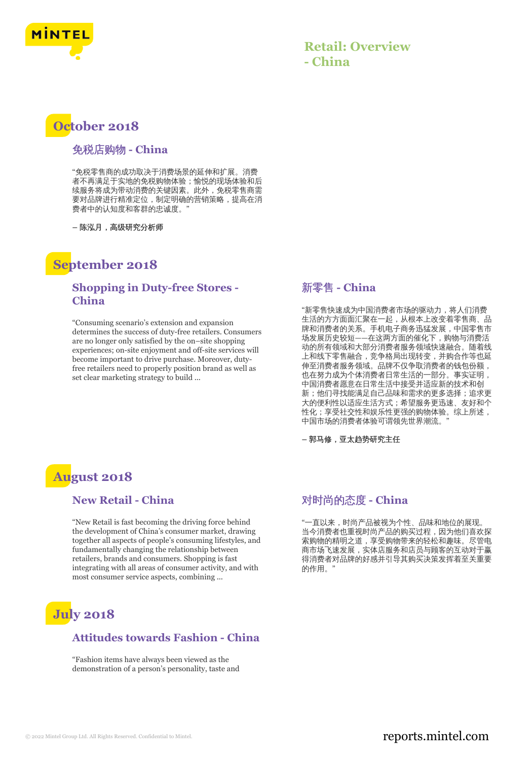# Retail: Overview - China

## October 2018

### 免税店购物 - China

“免税零售商的成功取决于消费场景的延伸和扩展。消费者不再满足于实地的免税购物体验；愉悦的现场体验和后续服务将成为带动消费的关键因素。此外，免税零售商需要对品牌进行精准定位，制定明确的营销策略，提高在消费者中的认知度和客群的忠诚度。”

**– 陈泓月，高级研究分析师**

## September 2018

### Shopping in Duty-free Stores - China

“Consuming scenario’s extension and expansion determines the success of duty-free retailers. Consumers are no longer only satisfied by the on–site shopping experiences; on-site enjoyment and off-site services will become important to drive purchase. Moreover, duty-free retailers need to properly position brand as well as set clear marketing strategy to build ...

### 新零售 - China

“新零售快速成为中国消费者市场的驱动力，将人们消费生活的方方面面汇聚在一起，从根本上改变着零售商、品牌和消费者的关系。手机电子商务迅猛发展，中国零售市场发展历史较短——在这两方面的催化下，购物与消费活动的所有领域和大部分消费者服务领域快速融合。随着线上和线下零售融合，竞争格局出现转变，并购合作等也延伸至消费者服务领域。品牌不仅争取消费者的钱包份额，也在努力成为个体消费者日常生活的一部分。事实证明，中国消费者愿意在日常生活中接受并适应新的技术和创新；他们寻找能满足自己品味和需求的更多选择；追求更大的便利性以适应生活方式；希望服务更迅速、友好和个性化；享受社交性和娱乐性更强的购物体验。综上所述，中国市场的消费者体验可谓领先世界潮流。”

**– 郭马修，亚太趋势研究主任**

## August 2018

### New Retail - China

“New Retail is fast becoming the driving force behind the development of China’s consumer market, drawing together all aspects of people’s consuming lifestyles, and fundamentally changing the relationship between retailers, brands and consumers. Shopping is fast integrating with all areas of consumer activity, and with most consumer service aspects, combining ...

### 对时尚的态度 - China

“一直以来，时尚产品被视为个性、品味和地位的展现。当今消费者也重视时尚产品的购买过程，因为他们喜欢探索购物的精明之道，享受购物带来的轻松和趣味。尽管电商市场飞速发展，实体店服务和店员与顾客的互动对于赢得消费者对品牌的好感并引导其购买决策发挥着至关重要的作用。”

## July 2018

### Attitudes towards Fashion - China

“Fashion items have always been viewed as the demonstration of a person’s personality, taste and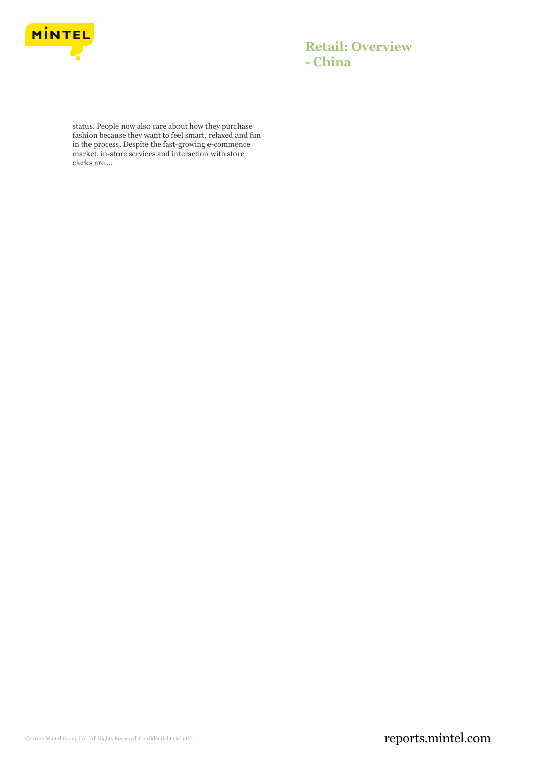status. People now also care about how they purchase fashion because they want to feel smart, relaxed and fun in the process. Despite the fast-growing e-commence market, in-store services and interaction with store clerks are ...